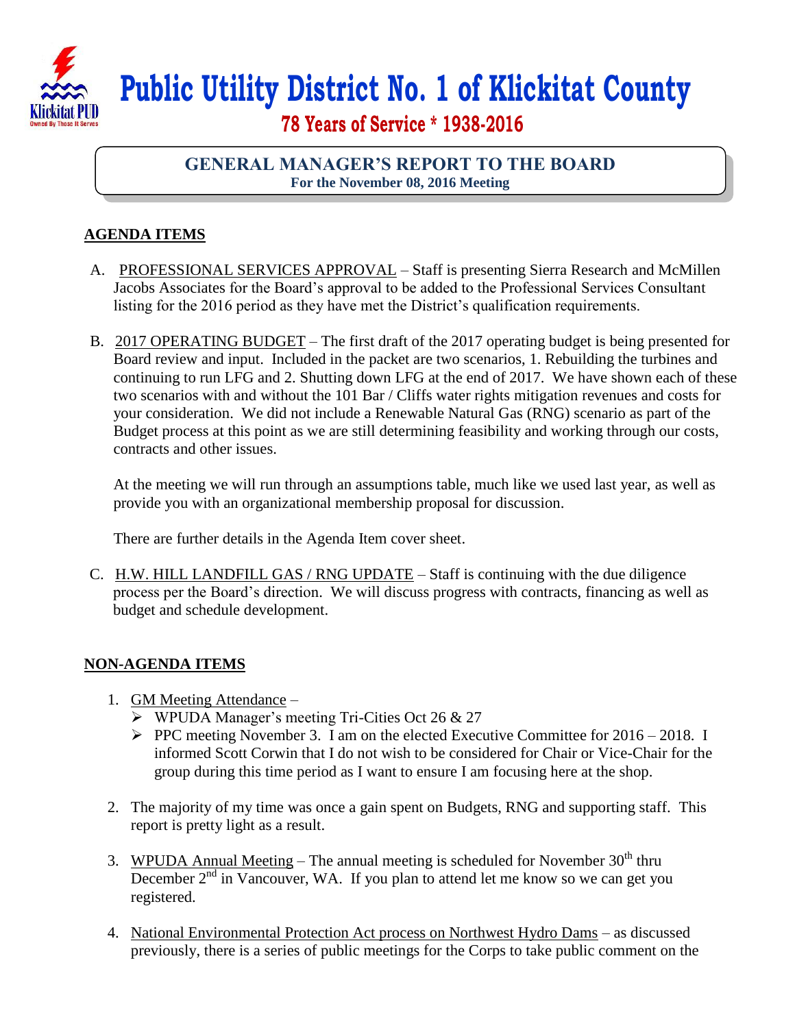# Public Utility District No. 1 of Klickitat County

## 78 Years of Service * 1938-2016

## GENERAL MANAGER'S REPORT TO THE BOARD

**For the November 08, 2016 Meeting**

### AGENDA ITEMS

A. PROFESSIONAL SERVICES APPROVAL – Staff is presenting Sierra Research and McMillen Jacobs Associates for the Board's approval to be added to the Professional Services Consultant listing for the 2016 period as they have met the District's qualification requirements.

B. 2017 OPERATING BUDGET – The first draft of the 2017 operating budget is being presented for Board review and input. Included in the packet are two scenarios, 1. Rebuilding the turbines and continuing to run LFG and 2. Shutting down LFG at the end of 2017. We have shown each of these two scenarios with and without the 101 Bar / Cliffs water rights mitigation revenues and costs for your consideration. We did not include a Renewable Natural Gas (RNG) scenario as part of the Budget process at this point as we are still determining feasibility and working through our costs, contracts and other issues.

At the meeting we will run through an assumptions table, much like we used last year, as well as provide you with an organizational membership proposal for discussion.

There are further details in the Agenda Item cover sheet.

C. H.W. HILL LANDFILL GAS / RNG UPDATE – Staff is continuing with the due diligence process per the Board's direction. We will discuss progress with contracts, financing as well as budget and schedule development.

### NON-AGENDA ITEMS

1. GM Meeting Attendance –
   - WPUDA Manager's meeting Tri-Cities Oct 26 & 27
   - PPC meeting November 3. I am on the elected Executive Committee for 2016 – 2018. I informed Scott Corwin that I do not wish to be considered for Chair or Vice-Chair for the group during this time period as I want to ensure I am focusing here at the shop.
2. The majority of my time was once a gain spent on Budgets, RNG and supporting staff. This report is pretty light as a result.
3. WPUDA Annual Meeting – The annual meeting is scheduled for November 30th thru December 2nd in Vancouver, WA. If you plan to attend let me know so we can get you registered.
4. National Environmental Protection Act process on Northwest Hydro Dams – as discussed previously, there is a series of public meetings for the Corps to take public comment on the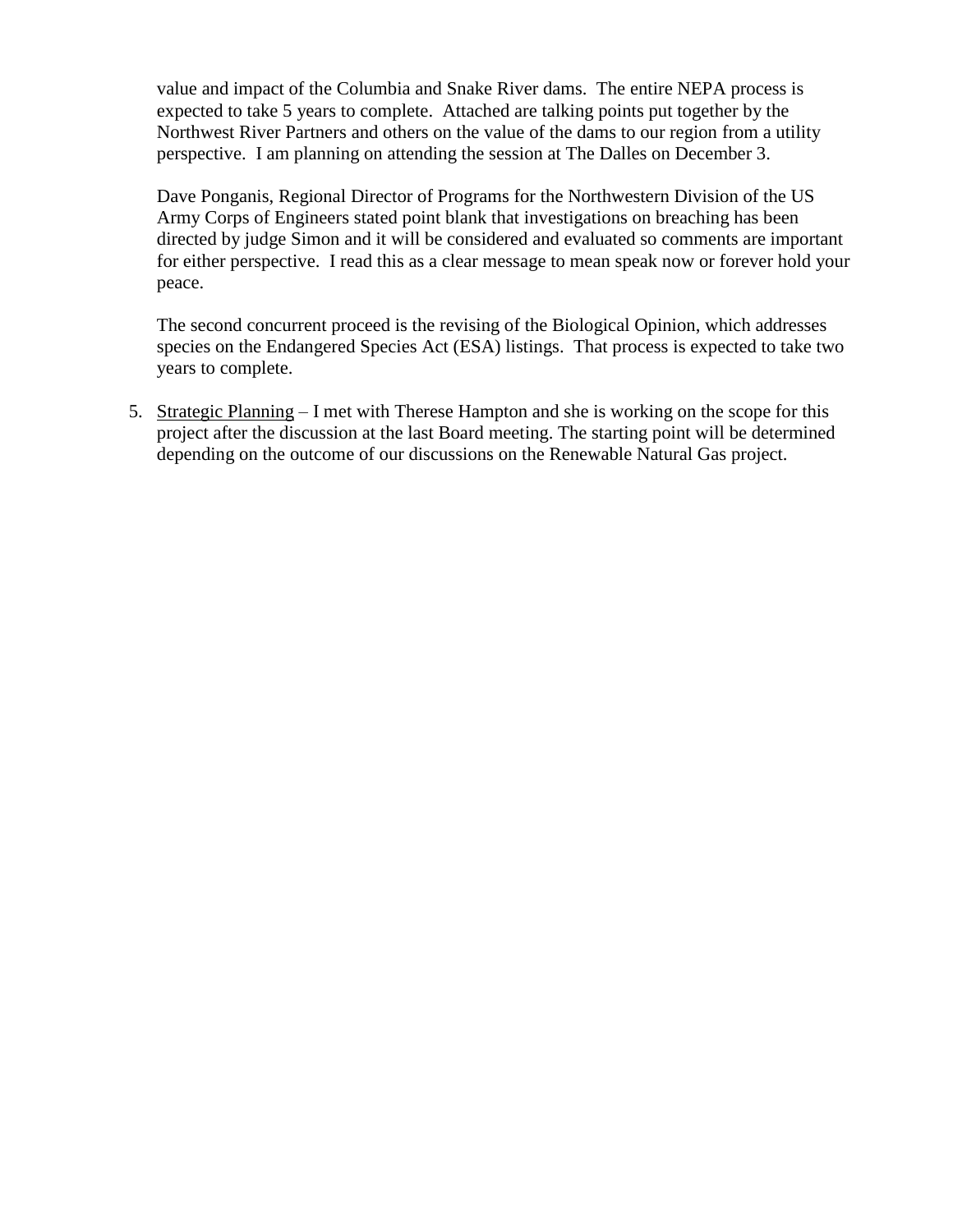value and impact of the Columbia and Snake River dams. The entire NEPA process is expected to take 5 years to complete. Attached are talking points put together by the Northwest River Partners and others on the value of the dams to our region from a utility perspective. I am planning on attending the session at The Dalles on December 3.

Dave Ponganis, Regional Director of Programs for the Northwestern Division of the US Army Corps of Engineers stated point blank that investigations on breaching has been directed by judge Simon and it will be considered and evaluated so comments are important for either perspective. I read this as a clear message to mean speak now or forever hold your peace.

The second concurrent proceed is the revising of the Biological Opinion, which addresses species on the Endangered Species Act (ESA) listings. That process is expected to take two years to complete.

5. <u>Strategic Planning</u> – I met with Therese Hampton and she is working on the scope for this project after the discussion at the last Board meeting. The starting point will be determined depending on the outcome of our discussions on the Renewable Natural Gas project.